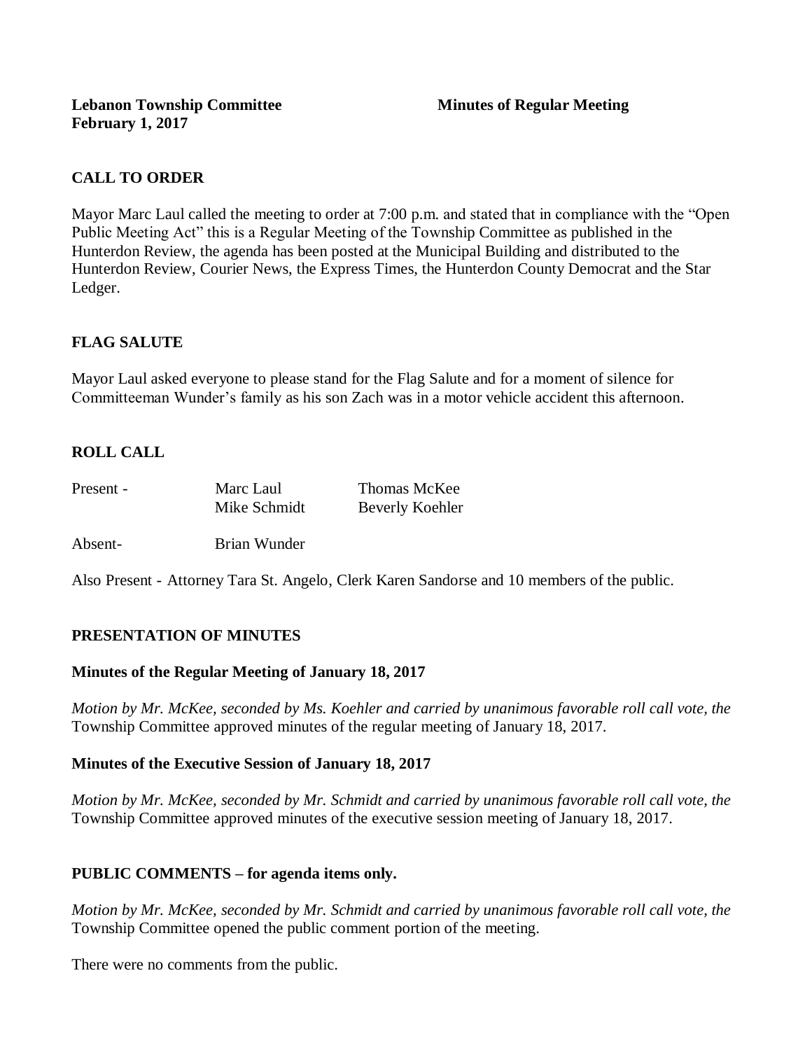**Lebanon Township Committee** **Minutes of Regular Meeting**
**February 1, 2017**

## CALL TO ORDER

Mayor Marc Laul called the meeting to order at 7:00 p.m. and stated that in compliance with the "Open Public Meeting Act" this is a Regular Meeting of the Township Committee as published in the Hunterdon Review, the agenda has been posted at the Municipal Building and distributed to the Hunterdon Review, Courier News, the Express Times, the Hunterdon County Democrat and the Star Ledger.

## FLAG SALUTE

Mayor Laul asked everyone to please stand for the Flag Salute and for a moment of silence for Committeeman Wunder's family as his son Zach was in a motor vehicle accident this afternoon.

## ROLL CALL

| | | |
|---|---|---|
| Present - | Marc Laul | Thomas McKee |
| | Mike Schmidt | Beverly Koehler |
| Absent- | Brian Wunder | |

Also Present - Attorney Tara St. Angelo, Clerk Karen Sandorse and 10 members of the public.

## PRESENTATION OF MINUTES

### Minutes of the Regular Meeting of January 18, 2017

*Motion by Mr. McKee, seconded by Ms. Koehler and carried by unanimous favorable roll call vote, the* Township Committee approved minutes of the regular meeting of January 18, 2017.

### Minutes of the Executive Session of January 18, 2017

*Motion by Mr. McKee, seconded by Mr. Schmidt and carried by unanimous favorable roll call vote, the* Township Committee approved minutes of the executive session meeting of January 18, 2017.

## PUBLIC COMMENTS – for agenda items only.

*Motion by Mr. McKee, seconded by Mr. Schmidt and carried by unanimous favorable roll call vote, the* Township Committee opened the public comment portion of the meeting.

There were no comments from the public.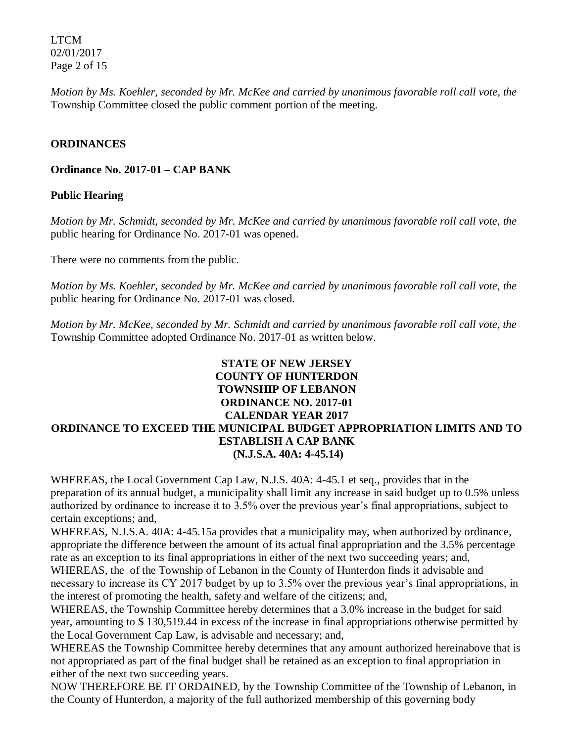*Motion by Ms. Koehler, seconded by Mr. McKee and carried by unanimous favorable roll call vote, the* Township Committee closed the public comment portion of the meeting.

**ORDINANCES**

**Ordinance No. 2017-01 – CAP BANK**

**Public Hearing**

*Motion by Mr. Schmidt, seconded by Mr. McKee and carried by unanimous favorable roll call vote, the* public hearing for Ordinance No. 2017-01 was opened.

There were no comments from the public.

*Motion by Ms. Koehler, seconded by Mr. McKee and carried by unanimous favorable roll call vote, the* public hearing for Ordinance No. 2017-01 was closed.

*Motion by Mr. McKee, seconded by Mr. Schmidt and carried by unanimous favorable roll call vote, the* Township Committee adopted Ordinance No. 2017-01 as written below.

**STATE OF NEW JERSEY**
**COUNTY OF HUNTERDON**
**TOWNSHIP OF LEBANON**
**ORDINANCE NO. 2017-01**
**CALENDAR YEAR 2017**
**ORDINANCE TO EXCEED THE MUNICIPAL BUDGET APPROPRIATION LIMITS AND TO ESTABLISH A CAP BANK**
**(N.J.S.A. 40A: 4-45.14)**

WHEREAS, the Local Government Cap Law, N.J.S. 40A: 4-45.1 et seq., provides that in the preparation of its annual budget, a municipality shall limit any increase in said budget up to 0.5% unless authorized by ordinance to increase it to 3.5% over the previous year's final appropriations, subject to certain exceptions; and,

WHEREAS, N.J.S.A. 40A: 4-45.15a provides that a municipality may, when authorized by ordinance, appropriate the difference between the amount of its actual final appropriation and the 3.5% percentage rate as an exception to its final appropriations in either of the next two succeeding years; and,

WHEREAS, the of the Township of Lebanon in the County of Hunterdon finds it advisable and necessary to increase its CY 2017 budget by up to 3.5% over the previous year's final appropriations, in the interest of promoting the health, safety and welfare of the citizens; and,

WHEREAS, the Township Committee hereby determines that a 3.0% increase in the budget for said year, amounting to $ 130,519.44 in excess of the increase in final appropriations otherwise permitted by the Local Government Cap Law, is advisable and necessary; and,

WHEREAS the Township Committee hereby determines that any amount authorized hereinabove that is not appropriated as part of the final budget shall be retained as an exception to final appropriation in either of the next two succeeding years.

NOW THEREFORE BE IT ORDAINED, by the Township Committee of the Township of Lebanon, in the County of Hunterdon, a majority of the full authorized membership of this governing body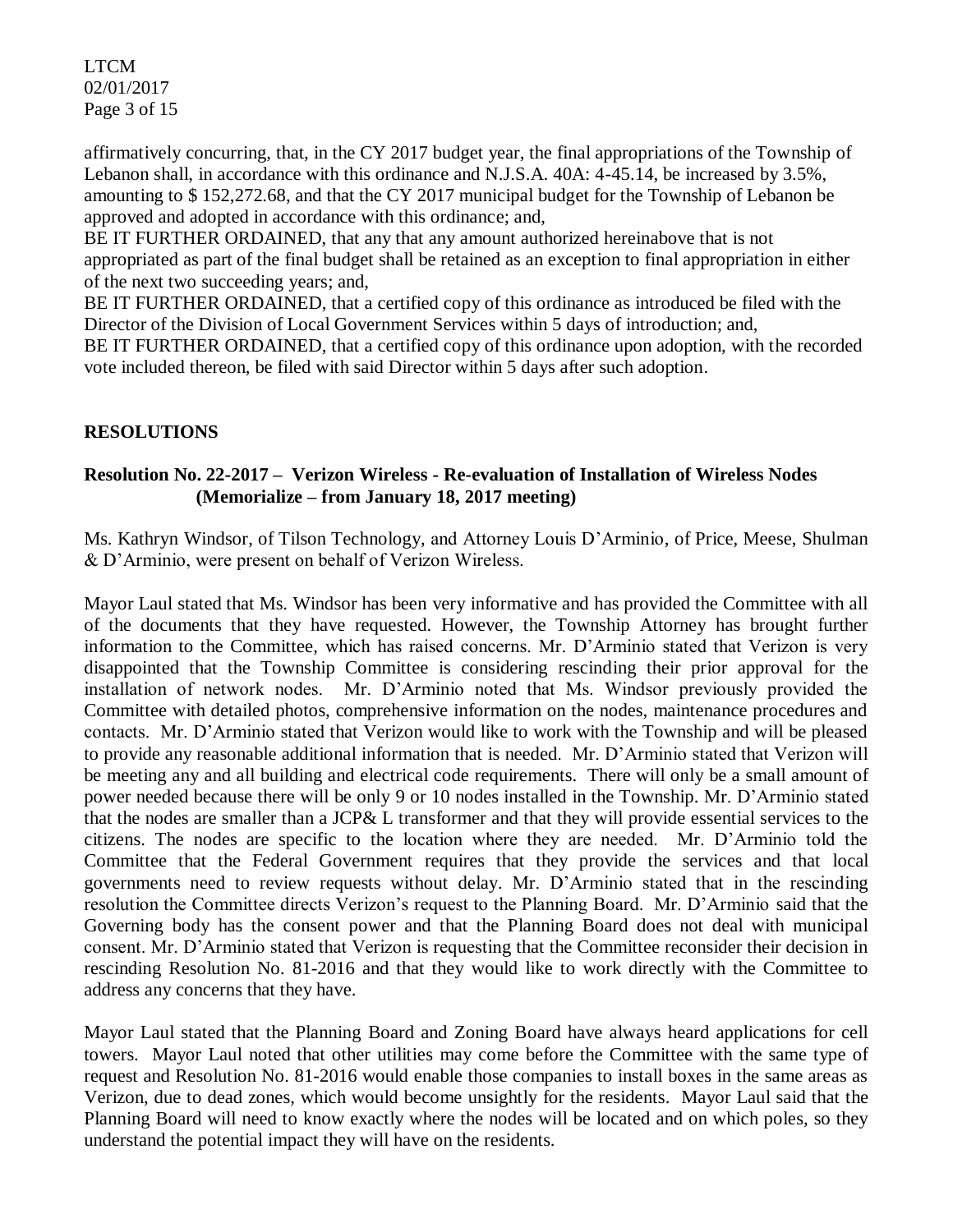affirmatively concurring, that, in the CY 2017 budget year, the final appropriations of the Township of Lebanon shall, in accordance with this ordinance and N.J.S.A. 40A: 4-45.14, be increased by 3.5%, amounting to $ 152,272.68, and that the CY 2017 municipal budget for the Township of Lebanon be approved and adopted in accordance with this ordinance; and,

BE IT FURTHER ORDAINED, that any that any amount authorized hereinabove that is not appropriated as part of the final budget shall be retained as an exception to final appropriation in either of the next two succeeding years; and,

BE IT FURTHER ORDAINED, that a certified copy of this ordinance as introduced be filed with the Director of the Division of Local Government Services within 5 days of introduction; and,

BE IT FURTHER ORDAINED, that a certified copy of this ordinance upon adoption, with the recorded vote included thereon, be filed with said Director within 5 days after such adoption.

## RESOLUTIONS

### Resolution No. 22-2017 – Verizon Wireless - Re-evaluation of Installation of Wireless Nodes (Memorialize – from January 18, 2017 meeting)

Ms. Kathryn Windsor, of Tilson Technology, and Attorney Louis D'Arminio, of Price, Meese, Shulman & D'Arminio, were present on behalf of Verizon Wireless.

Mayor Laul stated that Ms. Windsor has been very informative and has provided the Committee with all of the documents that they have requested. However, the Township Attorney has brought further information to the Committee, which has raised concerns. Mr. D'Arminio stated that Verizon is very disappointed that the Township Committee is considering rescinding their prior approval for the installation of network nodes. Mr. D'Arminio noted that Ms. Windsor previously provided the Committee with detailed photos, comprehensive information on the nodes, maintenance procedures and contacts. Mr. D'Arminio stated that Verizon would like to work with the Township and will be pleased to provide any reasonable additional information that is needed. Mr. D'Arminio stated that Verizon will be meeting any and all building and electrical code requirements. There will only be a small amount of power needed because there will be only 9 or 10 nodes installed in the Township. Mr. D'Arminio stated that the nodes are smaller than a JCP& L transformer and that they will provide essential services to the citizens. The nodes are specific to the location where they are needed. Mr. D'Arminio told the Committee that the Federal Government requires that they provide the services and that local governments need to review requests without delay. Mr. D'Arminio stated that in the rescinding resolution the Committee directs Verizon's request to the Planning Board. Mr. D'Arminio said that the Governing body has the consent power and that the Planning Board does not deal with municipal consent. Mr. D'Arminio stated that Verizon is requesting that the Committee reconsider their decision in rescinding Resolution No. 81-2016 and that they would like to work directly with the Committee to address any concerns that they have.

Mayor Laul stated that the Planning Board and Zoning Board have always heard applications for cell towers. Mayor Laul noted that other utilities may come before the Committee with the same type of request and Resolution No. 81-2016 would enable those companies to install boxes in the same areas as Verizon, due to dead zones, which would become unsightly for the residents. Mayor Laul said that the Planning Board will need to know exactly where the nodes will be located and on which poles, so they understand the potential impact they will have on the residents.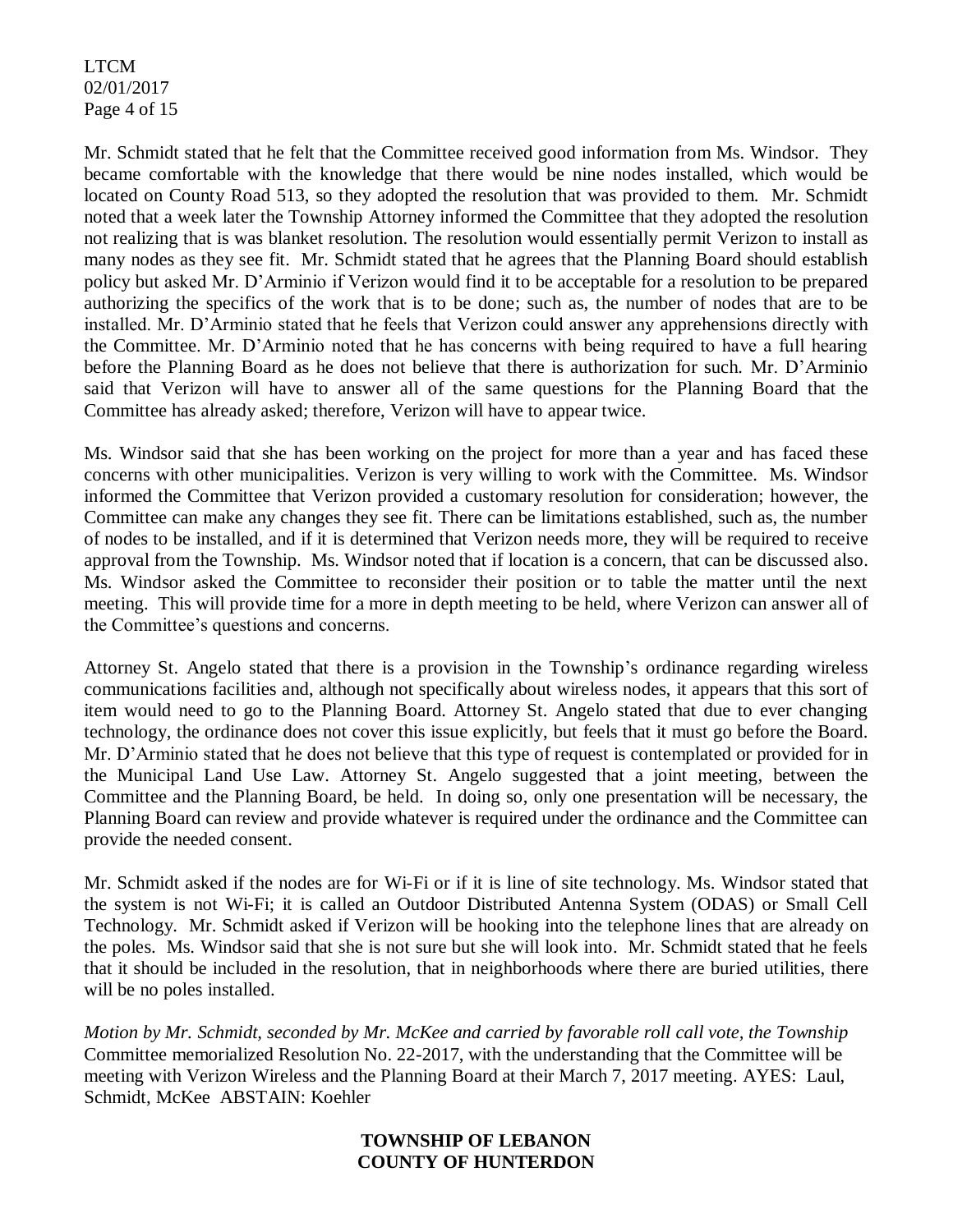Mr. Schmidt stated that he felt that the Committee received good information from Ms. Windsor. They became comfortable with the knowledge that there would be nine nodes installed, which would be located on County Road 513, so they adopted the resolution that was provided to them. Mr. Schmidt noted that a week later the Township Attorney informed the Committee that they adopted the resolution not realizing that is was blanket resolution. The resolution would essentially permit Verizon to install as many nodes as they see fit. Mr. Schmidt stated that he agrees that the Planning Board should establish policy but asked Mr. D'Arminio if Verizon would find it to be acceptable for a resolution to be prepared authorizing the specifics of the work that is to be done; such as, the number of nodes that are to be installed. Mr. D'Arminio stated that he feels that Verizon could answer any apprehensions directly with the Committee. Mr. D'Arminio noted that he has concerns with being required to have a full hearing before the Planning Board as he does not believe that there is authorization for such. Mr. D'Arminio said that Verizon will have to answer all of the same questions for the Planning Board that the Committee has already asked; therefore, Verizon will have to appear twice.

Ms. Windsor said that she has been working on the project for more than a year and has faced these concerns with other municipalities. Verizon is very willing to work with the Committee. Ms. Windsor informed the Committee that Verizon provided a customary resolution for consideration; however, the Committee can make any changes they see fit. There can be limitations established, such as, the number of nodes to be installed, and if it is determined that Verizon needs more, they will be required to receive approval from the Township. Ms. Windsor noted that if location is a concern, that can be discussed also. Ms. Windsor asked the Committee to reconsider their position or to table the matter until the next meeting. This will provide time for a more in depth meeting to be held, where Verizon can answer all of the Committee's questions and concerns.

Attorney St. Angelo stated that there is a provision in the Township's ordinance regarding wireless communications facilities and, although not specifically about wireless nodes, it appears that this sort of item would need to go to the Planning Board. Attorney St. Angelo stated that due to ever changing technology, the ordinance does not cover this issue explicitly, but feels that it must go before the Board. Mr. D'Arminio stated that he does not believe that this type of request is contemplated or provided for in the Municipal Land Use Law. Attorney St. Angelo suggested that a joint meeting, between the Committee and the Planning Board, be held. In doing so, only one presentation will be necessary, the Planning Board can review and provide whatever is required under the ordinance and the Committee can provide the needed consent.

Mr. Schmidt asked if the nodes are for Wi-Fi or if it is line of site technology. Ms. Windsor stated that the system is not Wi-Fi; it is called an Outdoor Distributed Antenna System (ODAS) or Small Cell Technology. Mr. Schmidt asked if Verizon will be hooking into the telephone lines that are already on the poles. Ms. Windsor said that she is not sure but she will look into. Mr. Schmidt stated that he feels that it should be included in the resolution, that in neighborhoods where there are buried utilities, there will be no poles installed.

*Motion by Mr. Schmidt, seconded by Mr. McKee and carried by favorable roll call vote, the Township* Committee memorialized Resolution No. 22-2017, with the understanding that the Committee will be meeting with Verizon Wireless and the Planning Board at their March 7, 2017 meeting. AYES: Laul, Schmidt, McKee ABSTAIN: Koehler

**TOWNSHIP OF LEBANON**
**COUNTY OF HUNTERDON**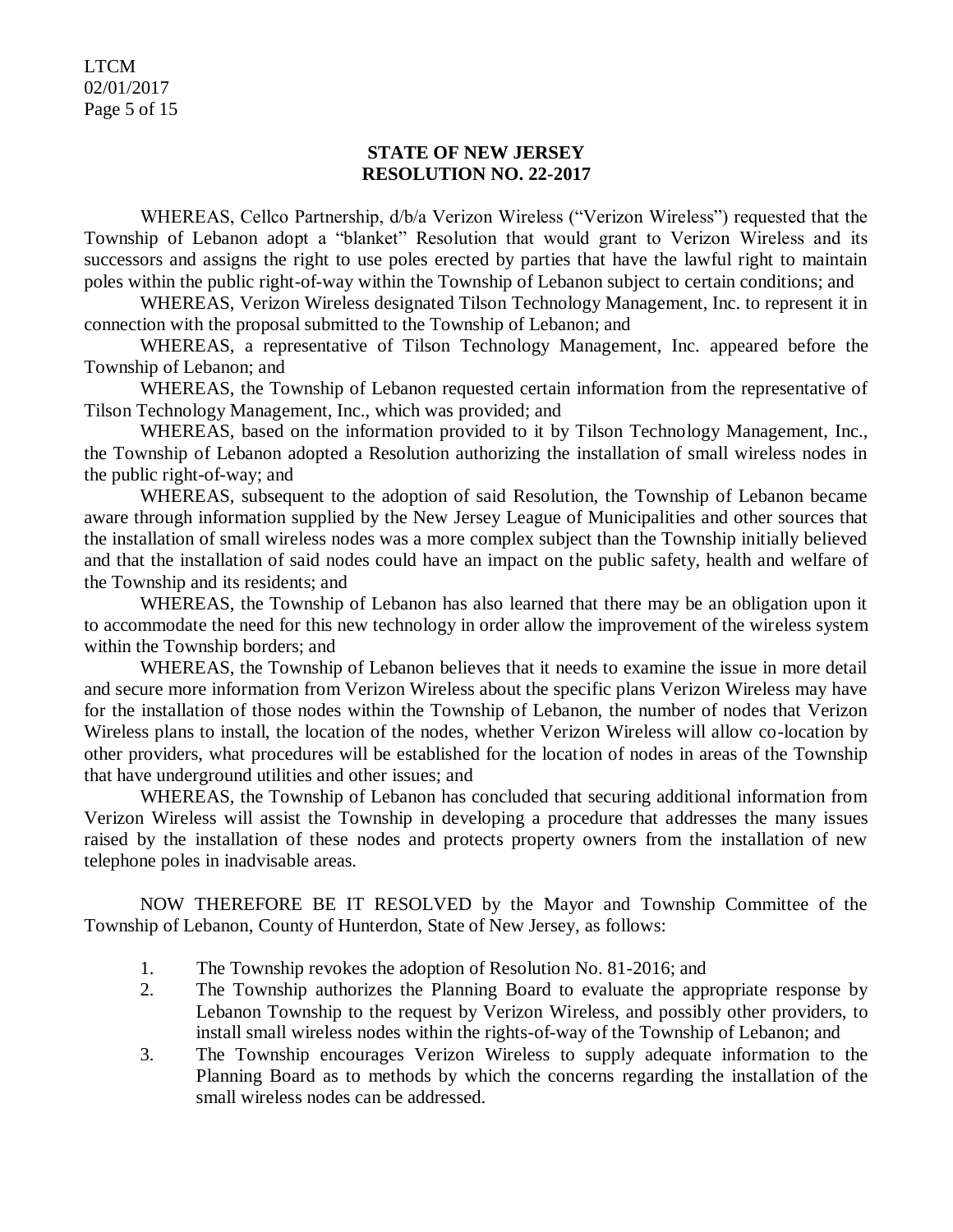**STATE OF NEW JERSEY**
**RESOLUTION NO. 22-2017**

WHEREAS, Cellco Partnership, d/b/a Verizon Wireless ("Verizon Wireless") requested that the Township of Lebanon adopt a "blanket" Resolution that would grant to Verizon Wireless and its successors and assigns the right to use poles erected by parties that have the lawful right to maintain poles within the public right-of-way within the Township of Lebanon subject to certain conditions; and

WHEREAS, Verizon Wireless designated Tilson Technology Management, Inc. to represent it in connection with the proposal submitted to the Township of Lebanon; and

WHEREAS, a representative of Tilson Technology Management, Inc. appeared before the Township of Lebanon; and

WHEREAS, the Township of Lebanon requested certain information from the representative of Tilson Technology Management, Inc., which was provided; and

WHEREAS, based on the information provided to it by Tilson Technology Management, Inc., the Township of Lebanon adopted a Resolution authorizing the installation of small wireless nodes in the public right-of-way; and

WHEREAS, subsequent to the adoption of said Resolution, the Township of Lebanon became aware through information supplied by the New Jersey League of Municipalities and other sources that the installation of small wireless nodes was a more complex subject than the Township initially believed and that the installation of said nodes could have an impact on the public safety, health and welfare of the Township and its residents; and

WHEREAS, the Township of Lebanon has also learned that there may be an obligation upon it to accommodate the need for this new technology in order allow the improvement of the wireless system within the Township borders; and

WHEREAS, the Township of Lebanon believes that it needs to examine the issue in more detail and secure more information from Verizon Wireless about the specific plans Verizon Wireless may have for the installation of those nodes within the Township of Lebanon, the number of nodes that Verizon Wireless plans to install, the location of the nodes, whether Verizon Wireless will allow co-location by other providers, what procedures will be established for the location of nodes in areas of the Township that have underground utilities and other issues; and

WHEREAS, the Township of Lebanon has concluded that securing additional information from Verizon Wireless will assist the Township in developing a procedure that addresses the many issues raised by the installation of these nodes and protects property owners from the installation of new telephone poles in inadvisable areas.

NOW THEREFORE BE IT RESOLVED by the Mayor and Township Committee of the Township of Lebanon, County of Hunterdon, State of New Jersey, as follows:

1. The Township revokes the adoption of Resolution No. 81-2016; and
2. The Township authorizes the Planning Board to evaluate the appropriate response by Lebanon Township to the request by Verizon Wireless, and possibly other providers, to install small wireless nodes within the rights-of-way of the Township of Lebanon; and
3. The Township encourages Verizon Wireless to supply adequate information to the Planning Board as to methods by which the concerns regarding the installation of the small wireless nodes can be addressed.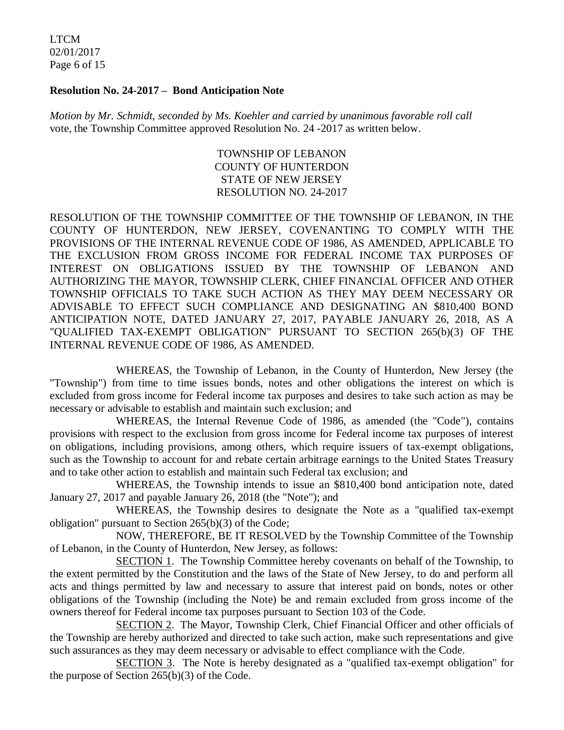**Resolution No. 24-2017 – Bond Anticipation Note**

*Motion by Mr. Schmidt, seconded by Ms. Koehler and carried by unanimous favorable roll call* vote, the Township Committee approved Resolution No. 24 -2017 as written below.

TOWNSHIP OF LEBANON
COUNTY OF HUNTERDON
STATE OF NEW JERSEY
RESOLUTION NO. 24-2017

RESOLUTION OF THE TOWNSHIP COMMITTEE OF THE TOWNSHIP OF LEBANON, IN THE COUNTY OF HUNTERDON, NEW JERSEY, COVENANTING TO COMPLY WITH THE PROVISIONS OF THE INTERNAL REVENUE CODE OF 1986, AS AMENDED, APPLICABLE TO THE EXCLUSION FROM GROSS INCOME FOR FEDERAL INCOME TAX PURPOSES OF INTEREST ON OBLIGATIONS ISSUED BY THE TOWNSHIP OF LEBANON AND AUTHORIZING THE MAYOR, TOWNSHIP CLERK, CHIEF FINANCIAL OFFICER AND OTHER TOWNSHIP OFFICIALS TO TAKE SUCH ACTION AS THEY MAY DEEM NECESSARY OR ADVISABLE TO EFFECT SUCH COMPLIANCE AND DESIGNATING AN $810,400 BOND ANTICIPATION NOTE, DATED JANUARY 27, 2017, PAYABLE JANUARY 26, 2018, AS A "QUALIFIED TAX-EXEMPT OBLIGATION" PURSUANT TO SECTION 265(b)(3) OF THE INTERNAL REVENUE CODE OF 1986, AS AMENDED.

WHEREAS, the Township of Lebanon, in the County of Hunterdon, New Jersey (the "Township") from time to time issues bonds, notes and other obligations the interest on which is excluded from gross income for Federal income tax purposes and desires to take such action as may be necessary or advisable to establish and maintain such exclusion; and

WHEREAS, the Internal Revenue Code of 1986, as amended (the "Code"), contains provisions with respect to the exclusion from gross income for Federal income tax purposes of interest on obligations, including provisions, among others, which require issuers of tax-exempt obligations, such as the Township to account for and rebate certain arbitrage earnings to the United States Treasury and to take other action to establish and maintain such Federal tax exclusion; and

WHEREAS, the Township intends to issue an $810,400 bond anticipation note, dated January 27, 2017 and payable January 26, 2018 (the "Note"); and

WHEREAS, the Township desires to designate the Note as a "qualified tax-exempt obligation" pursuant to Section 265(b)(3) of the Code;

NOW, THEREFORE, BE IT RESOLVED by the Township Committee of the Township of Lebanon, in the County of Hunterdon, New Jersey, as follows:

SECTION 1. The Township Committee hereby covenants on behalf of the Township, to the extent permitted by the Constitution and the laws of the State of New Jersey, to do and perform all acts and things permitted by law and necessary to assure that interest paid on bonds, notes or other obligations of the Township (including the Note) be and remain excluded from gross income of the owners thereof for Federal income tax purposes pursuant to Section 103 of the Code.

SECTION 2. The Mayor, Township Clerk, Chief Financial Officer and other officials of the Township are hereby authorized and directed to take such action, make such representations and give such assurances as they may deem necessary or advisable to effect compliance with the Code.

SECTION 3. The Note is hereby designated as a "qualified tax-exempt obligation" for the purpose of Section 265(b)(3) of the Code.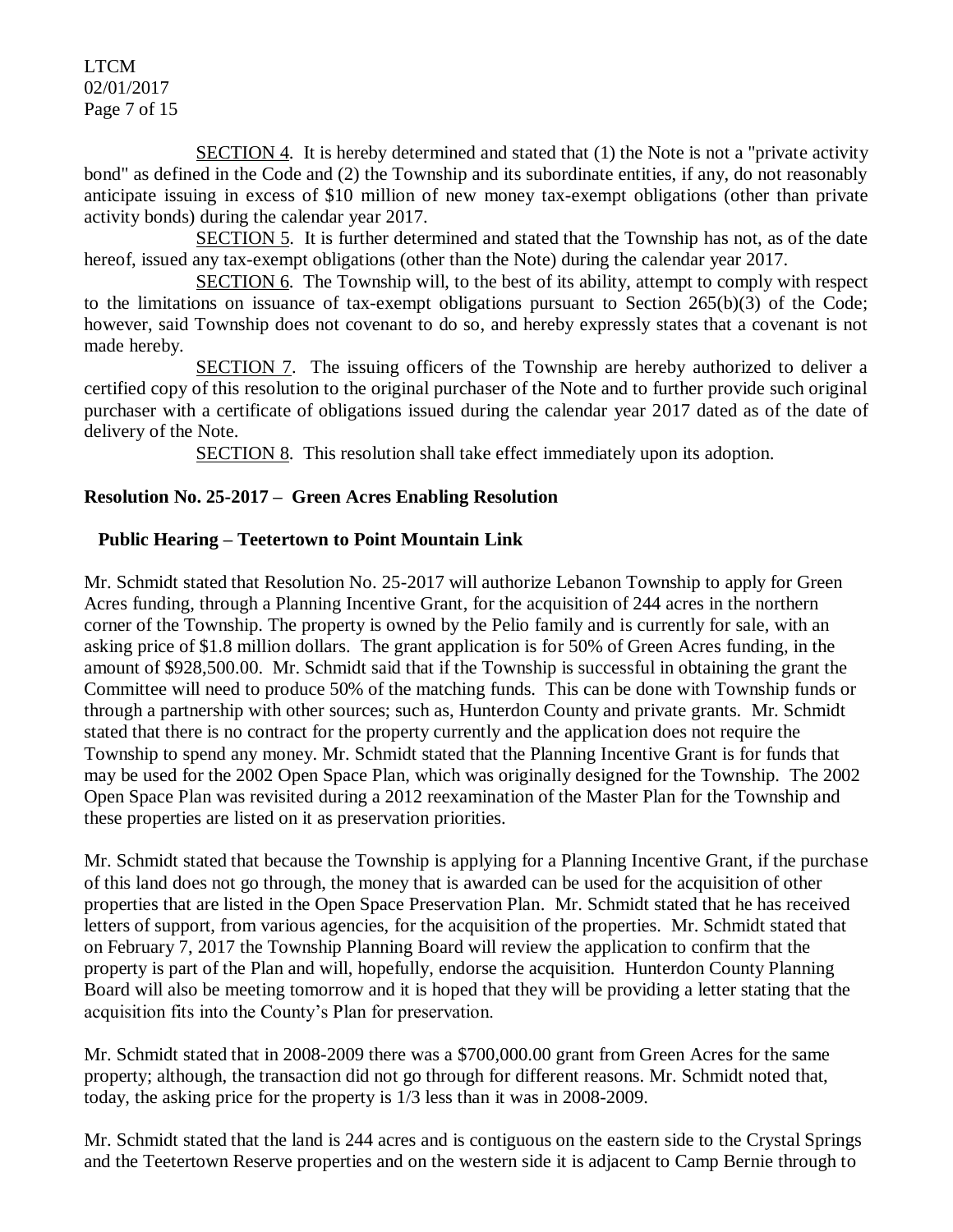SECTION 4. It is hereby determined and stated that (1) the Note is not a "private activity bond" as defined in the Code and (2) the Township and its subordinate entities, if any, do not reasonably anticipate issuing in excess of $10 million of new money tax-exempt obligations (other than private activity bonds) during the calendar year 2017.

SECTION 5. It is further determined and stated that the Township has not, as of the date hereof, issued any tax-exempt obligations (other than the Note) during the calendar year 2017.

SECTION 6. The Township will, to the best of its ability, attempt to comply with respect to the limitations on issuance of tax-exempt obligations pursuant to Section 265(b)(3) of the Code; however, said Township does not covenant to do so, and hereby expressly states that a covenant is not made hereby.

SECTION 7. The issuing officers of the Township are hereby authorized to deliver a certified copy of this resolution to the original purchaser of the Note and to further provide such original purchaser with a certificate of obligations issued during the calendar year 2017 dated as of the date of delivery of the Note.

SECTION 8. This resolution shall take effect immediately upon its adoption.

**Resolution No. 25-2017 – Green Acres Enabling Resolution**

**Public Hearing – Teetertown to Point Mountain Link**

Mr. Schmidt stated that Resolution No. 25-2017 will authorize Lebanon Township to apply for Green Acres funding, through a Planning Incentive Grant, for the acquisition of 244 acres in the northern corner of the Township. The property is owned by the Pelio family and is currently for sale, with an asking price of $1.8 million dollars. The grant application is for 50% of Green Acres funding, in the amount of $928,500.00. Mr. Schmidt said that if the Township is successful in obtaining the grant the Committee will need to produce 50% of the matching funds. This can be done with Township funds or through a partnership with other sources; such as, Hunterdon County and private grants. Mr. Schmidt stated that there is no contract for the property currently and the application does not require the Township to spend any money. Mr. Schmidt stated that the Planning Incentive Grant is for funds that may be used for the 2002 Open Space Plan, which was originally designed for the Township. The 2002 Open Space Plan was revisited during a 2012 reexamination of the Master Plan for the Township and these properties are listed on it as preservation priorities.

Mr. Schmidt stated that because the Township is applying for a Planning Incentive Grant, if the purchase of this land does not go through, the money that is awarded can be used for the acquisition of other properties that are listed in the Open Space Preservation Plan. Mr. Schmidt stated that he has received letters of support, from various agencies, for the acquisition of the properties. Mr. Schmidt stated that on February 7, 2017 the Township Planning Board will review the application to confirm that the property is part of the Plan and will, hopefully, endorse the acquisition. Hunterdon County Planning Board will also be meeting tomorrow and it is hoped that they will be providing a letter stating that the acquisition fits into the County's Plan for preservation.

Mr. Schmidt stated that in 2008-2009 there was a $700,000.00 grant from Green Acres for the same property; although, the transaction did not go through for different reasons. Mr. Schmidt noted that, today, the asking price for the property is 1/3 less than it was in 2008-2009.

Mr. Schmidt stated that the land is 244 acres and is contiguous on the eastern side to the Crystal Springs and the Teetertown Reserve properties and on the western side it is adjacent to Camp Bernie through to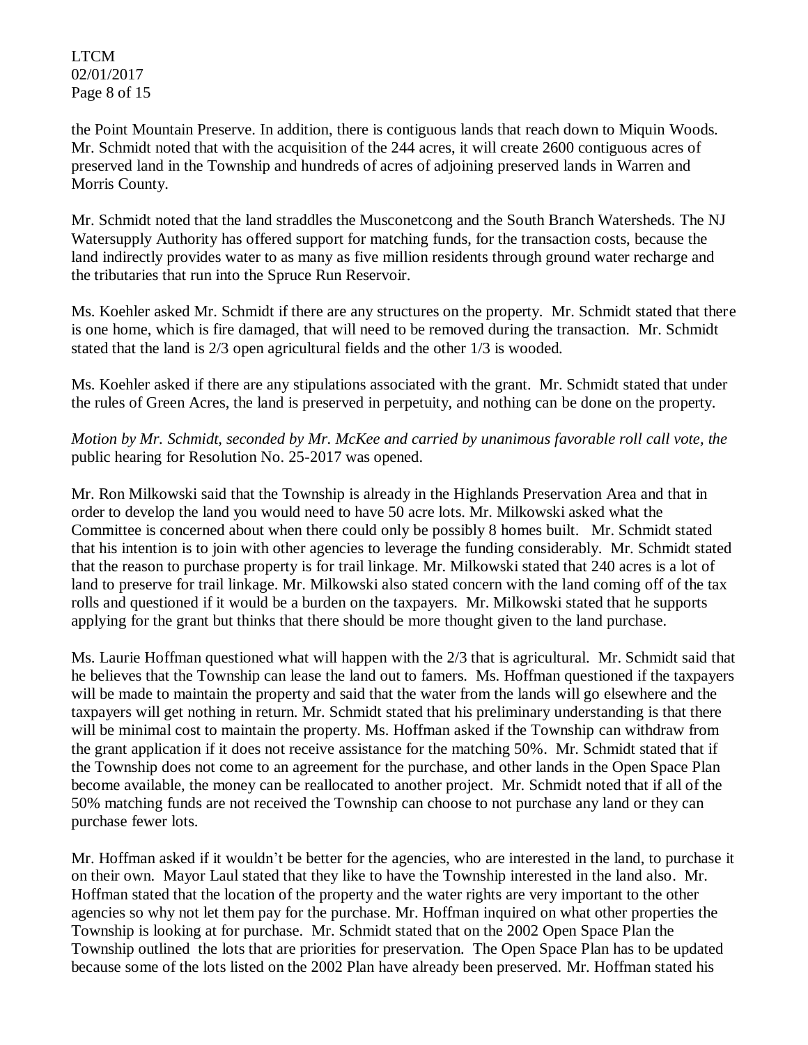the Point Mountain Preserve. In addition, there is contiguous lands that reach down to Miquin Woods. Mr. Schmidt noted that with the acquisition of the 244 acres, it will create 2600 contiguous acres of preserved land in the Township and hundreds of acres of adjoining preserved lands in Warren and Morris County.

Mr. Schmidt noted that the land straddles the Musconetcong and the South Branch Watersheds. The NJ Watersupply Authority has offered support for matching funds, for the transaction costs, because the land indirectly provides water to as many as five million residents through ground water recharge and the tributaries that run into the Spruce Run Reservoir.

Ms. Koehler asked Mr. Schmidt if there are any structures on the property. Mr. Schmidt stated that there is one home, which is fire damaged, that will need to be removed during the transaction. Mr. Schmidt stated that the land is 2/3 open agricultural fields and the other 1/3 is wooded.

Ms. Koehler asked if there are any stipulations associated with the grant. Mr. Schmidt stated that under the rules of Green Acres, the land is preserved in perpetuity, and nothing can be done on the property.

*Motion by Mr. Schmidt, seconded by Mr. McKee and carried by unanimous favorable roll call vote, the* public hearing for Resolution No. 25-2017 was opened.

Mr. Ron Milkowski said that the Township is already in the Highlands Preservation Area and that in order to develop the land you would need to have 50 acre lots. Mr. Milkowski asked what the Committee is concerned about when there could only be possibly 8 homes built. Mr. Schmidt stated that his intention is to join with other agencies to leverage the funding considerably. Mr. Schmidt stated that the reason to purchase property is for trail linkage. Mr. Milkowski stated that 240 acres is a lot of land to preserve for trail linkage. Mr. Milkowski also stated concern with the land coming off of the tax rolls and questioned if it would be a burden on the taxpayers. Mr. Milkowski stated that he supports applying for the grant but thinks that there should be more thought given to the land purchase.

Ms. Laurie Hoffman questioned what will happen with the 2/3 that is agricultural. Mr. Schmidt said that he believes that the Township can lease the land out to famers. Ms. Hoffman questioned if the taxpayers will be made to maintain the property and said that the water from the lands will go elsewhere and the taxpayers will get nothing in return. Mr. Schmidt stated that his preliminary understanding is that there will be minimal cost to maintain the property. Ms. Hoffman asked if the Township can withdraw from the grant application if it does not receive assistance for the matching 50%. Mr. Schmidt stated that if the Township does not come to an agreement for the purchase, and other lands in the Open Space Plan become available, the money can be reallocated to another project. Mr. Schmidt noted that if all of the 50% matching funds are not received the Township can choose to not purchase any land or they can purchase fewer lots.

Mr. Hoffman asked if it wouldn't be better for the agencies, who are interested in the land, to purchase it on their own. Mayor Laul stated that they like to have the Township interested in the land also. Mr. Hoffman stated that the location of the property and the water rights are very important to the other agencies so why not let them pay for the purchase. Mr. Hoffman inquired on what other properties the Township is looking at for purchase. Mr. Schmidt stated that on the 2002 Open Space Plan the Township outlined the lots that are priorities for preservation. The Open Space Plan has to be updated because some of the lots listed on the 2002 Plan have already been preserved. Mr. Hoffman stated his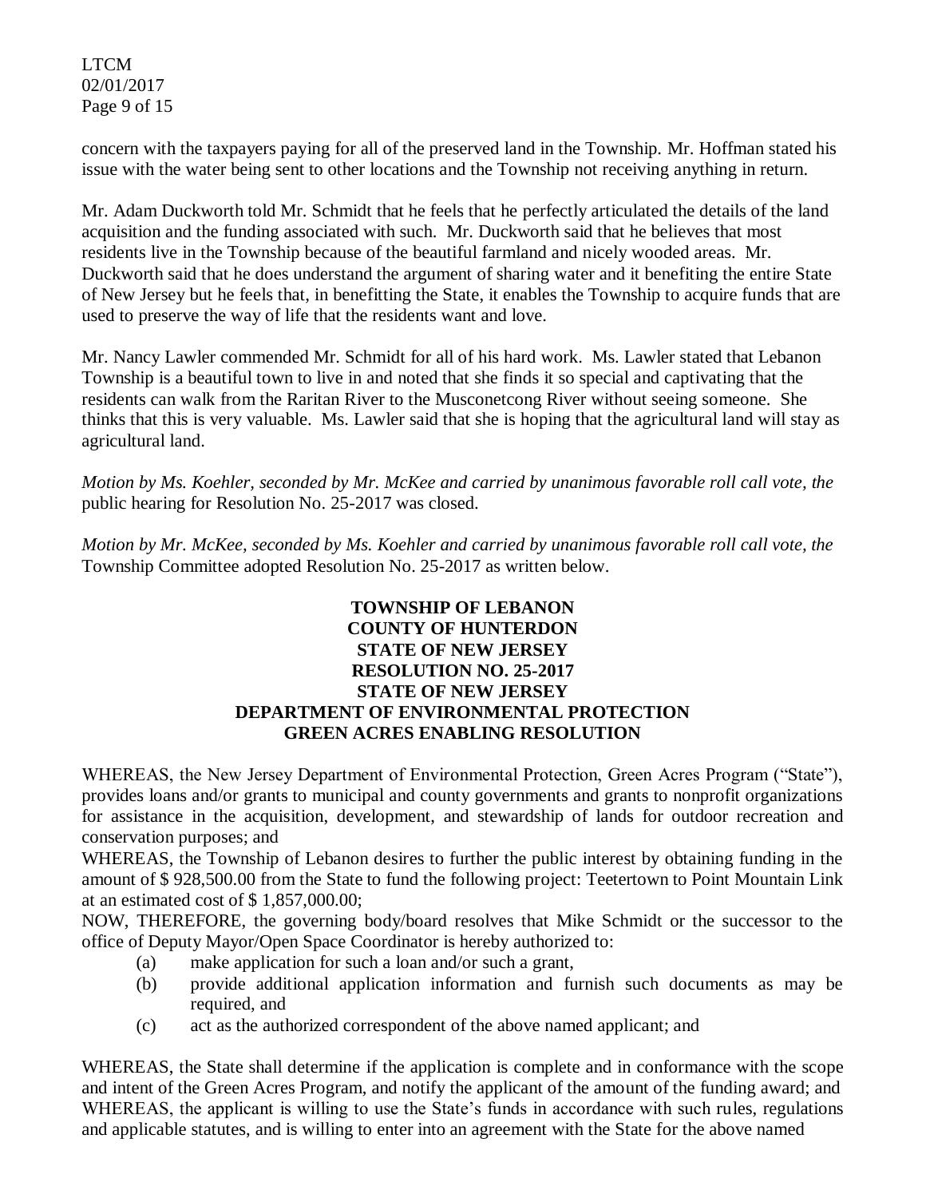concern with the taxpayers paying for all of the preserved land in the Township. Mr. Hoffman stated his issue with the water being sent to other locations and the Township not receiving anything in return.

Mr. Adam Duckworth told Mr. Schmidt that he feels that he perfectly articulated the details of the land acquisition and the funding associated with such. Mr. Duckworth said that he believes that most residents live in the Township because of the beautiful farmland and nicely wooded areas. Mr. Duckworth said that he does understand the argument of sharing water and it benefiting the entire State of New Jersey but he feels that, in benefitting the State, it enables the Township to acquire funds that are used to preserve the way of life that the residents want and love.

Mr. Nancy Lawler commended Mr. Schmidt for all of his hard work. Ms. Lawler stated that Lebanon Township is a beautiful town to live in and noted that she finds it so special and captivating that the residents can walk from the Raritan River to the Musconetcong River without seeing someone. She thinks that this is very valuable. Ms. Lawler said that she is hoping that the agricultural land will stay as agricultural land.

*Motion by Ms. Koehler, seconded by Mr. McKee and carried by unanimous favorable roll call vote, the* public hearing for Resolution No. 25-2017 was closed.

*Motion by Mr. McKee, seconded by Ms. Koehler and carried by unanimous favorable roll call vote, the* Township Committee adopted Resolution No. 25-2017 as written below.

**TOWNSHIP OF LEBANON**
**COUNTY OF HUNTERDON**
**STATE OF NEW JERSEY**
**RESOLUTION NO. 25-2017**
**STATE OF NEW JERSEY**
**DEPARTMENT OF ENVIRONMENTAL PROTECTION**
**GREEN ACRES ENABLING RESOLUTION**

WHEREAS, the New Jersey Department of Environmental Protection, Green Acres Program ("State"), provides loans and/or grants to municipal and county governments and grants to nonprofit organizations for assistance in the acquisition, development, and stewardship of lands for outdoor recreation and conservation purposes; and

WHEREAS, the Township of Lebanon desires to further the public interest by obtaining funding in the amount of $ 928,500.00 from the State to fund the following project: Teetertown to Point Mountain Link at an estimated cost of $ 1,857,000.00;

NOW, THEREFORE, the governing body/board resolves that Mike Schmidt or the successor to the office of Deputy Mayor/Open Space Coordinator is hereby authorized to:

(a) make application for such a loan and/or such a grant,
(b) provide additional application information and furnish such documents as may be required, and
(c) act as the authorized correspondent of the above named applicant; and

WHEREAS, the State shall determine if the application is complete and in conformance with the scope and intent of the Green Acres Program, and notify the applicant of the amount of the funding award; and

WHEREAS, the applicant is willing to use the State's funds in accordance with such rules, regulations and applicable statutes, and is willing to enter into an agreement with the State for the above named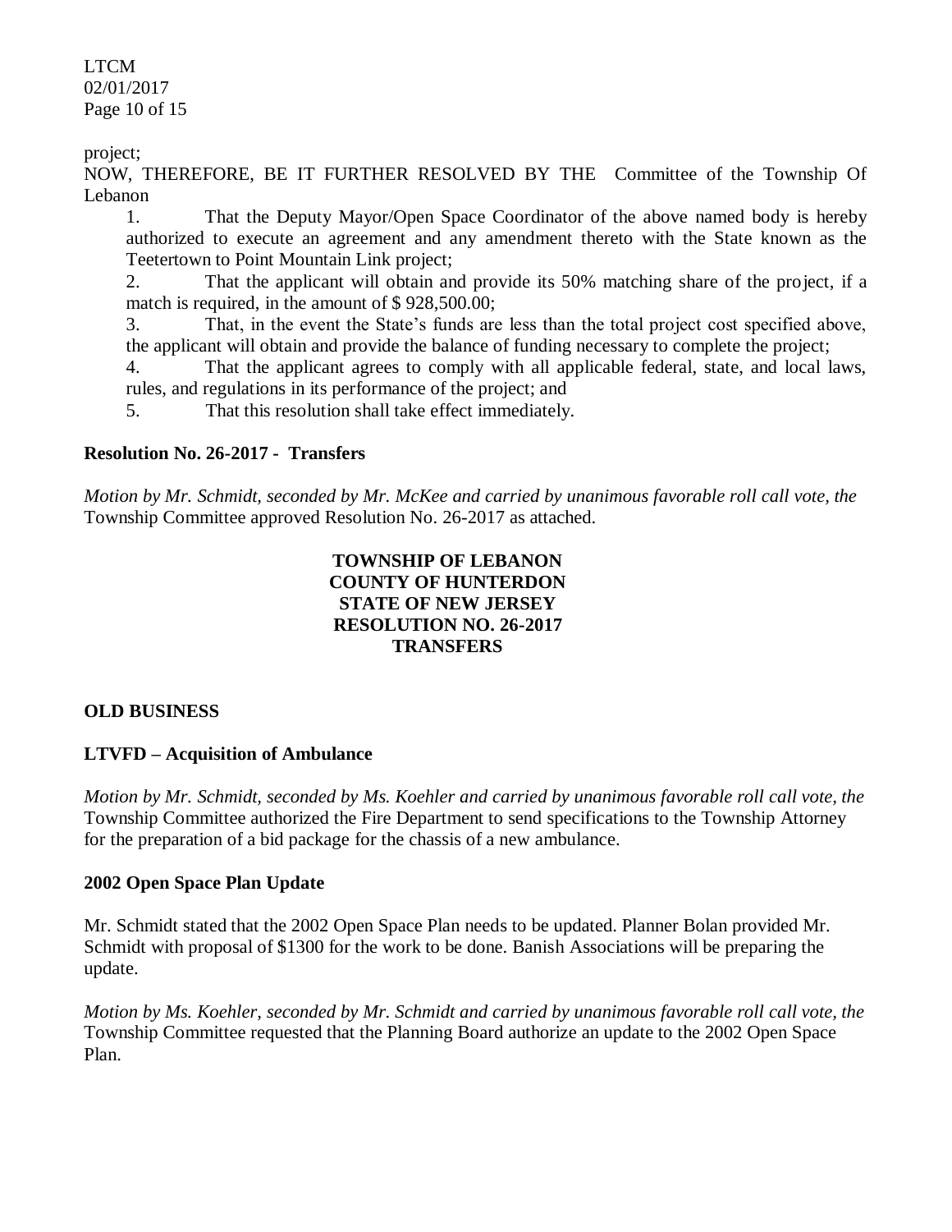project;

NOW, THEREFORE, BE IT FURTHER RESOLVED BY THE Committee of the Township Of Lebanon

1. That the Deputy Mayor/Open Space Coordinator of the above named body is hereby authorized to execute an agreement and any amendment thereto with the State known as the Teetertown to Point Mountain Link project;
2. That the applicant will obtain and provide its 50% matching share of the project, if a match is required, in the amount of $ 928,500.00;
3. That, in the event the State's funds are less than the total project cost specified above, the applicant will obtain and provide the balance of funding necessary to complete the project;
4. That the applicant agrees to comply with all applicable federal, state, and local laws, rules, and regulations in its performance of the project; and
5. That this resolution shall take effect immediately.

**Resolution No. 26-2017 - Transfers**

*Motion by Mr. Schmidt, seconded by Mr. McKee and carried by unanimous favorable roll call vote, the* Township Committee approved Resolution No. 26-2017 as attached.

**TOWNSHIP OF LEBANON**
**COUNTY OF HUNTERDON**
**STATE OF NEW JERSEY**
**RESOLUTION NO. 26-2017**
**TRANSFERS**

**OLD BUSINESS**

**LTVFD – Acquisition of Ambulance**

*Motion by Mr. Schmidt, seconded by Ms. Koehler and carried by unanimous favorable roll call vote, the* Township Committee authorized the Fire Department to send specifications to the Township Attorney for the preparation of a bid package for the chassis of a new ambulance.

**2002 Open Space Plan Update**

Mr. Schmidt stated that the 2002 Open Space Plan needs to be updated. Planner Bolan provided Mr. Schmidt with proposal of $1300 for the work to be done. Banish Associations will be preparing the update.

*Motion by Ms. Koehler, seconded by Mr. Schmidt and carried by unanimous favorable roll call vote, the* Township Committee requested that the Planning Board authorize an update to the 2002 Open Space Plan.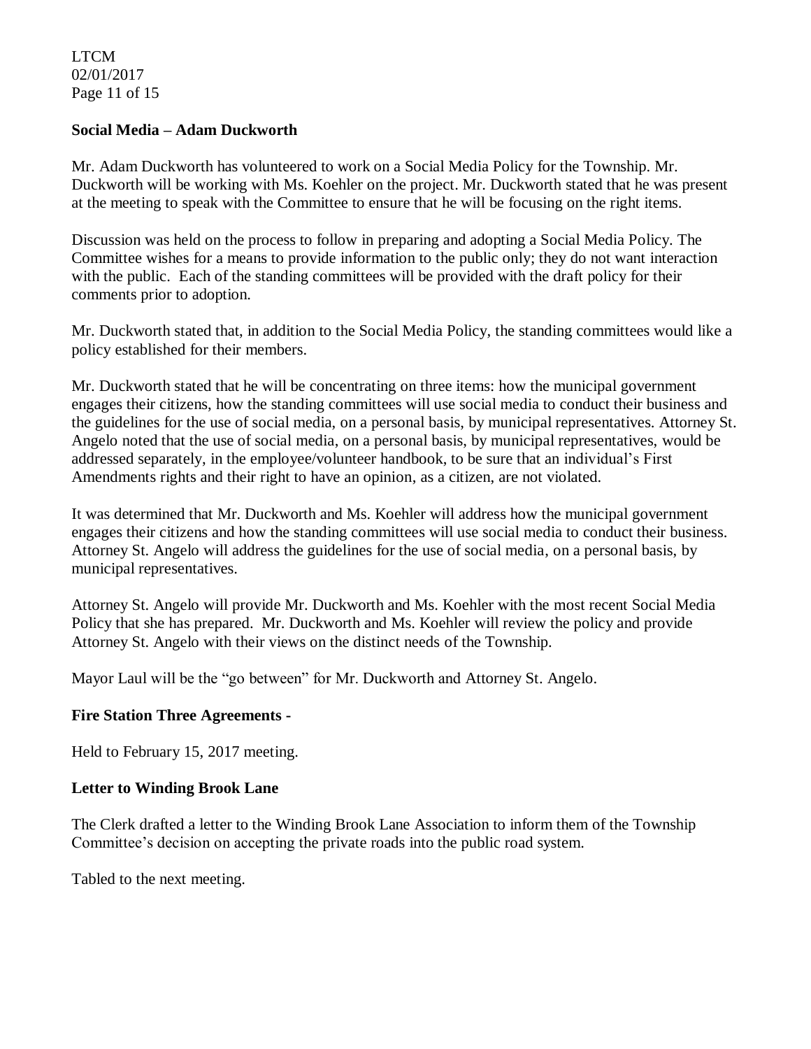**Social Media – Adam Duckworth**

Mr. Adam Duckworth has volunteered to work on a Social Media Policy for the Township. Mr. Duckworth will be working with Ms. Koehler on the project. Mr. Duckworth stated that he was present at the meeting to speak with the Committee to ensure that he will be focusing on the right items.

Discussion was held on the process to follow in preparing and adopting a Social Media Policy. The Committee wishes for a means to provide information to the public only; they do not want interaction with the public. Each of the standing committees will be provided with the draft policy for their comments prior to adoption.

Mr. Duckworth stated that, in addition to the Social Media Policy, the standing committees would like a policy established for their members.

Mr. Duckworth stated that he will be concentrating on three items: how the municipal government engages their citizens, how the standing committees will use social media to conduct their business and the guidelines for the use of social media, on a personal basis, by municipal representatives. Attorney St. Angelo noted that the use of social media, on a personal basis, by municipal representatives, would be addressed separately, in the employee/volunteer handbook, to be sure that an individual's First Amendments rights and their right to have an opinion, as a citizen, are not violated.

It was determined that Mr. Duckworth and Ms. Koehler will address how the municipal government engages their citizens and how the standing committees will use social media to conduct their business. Attorney St. Angelo will address the guidelines for the use of social media, on a personal basis, by municipal representatives.

Attorney St. Angelo will provide Mr. Duckworth and Ms. Koehler with the most recent Social Media Policy that she has prepared. Mr. Duckworth and Ms. Koehler will review the policy and provide Attorney St. Angelo with their views on the distinct needs of the Township.

Mayor Laul will be the "go between" for Mr. Duckworth and Attorney St. Angelo.

**Fire Station Three Agreements -**

Held to February 15, 2017 meeting.

**Letter to Winding Brook Lane**

The Clerk drafted a letter to the Winding Brook Lane Association to inform them of the Township Committee's decision on accepting the private roads into the public road system.

Tabled to the next meeting.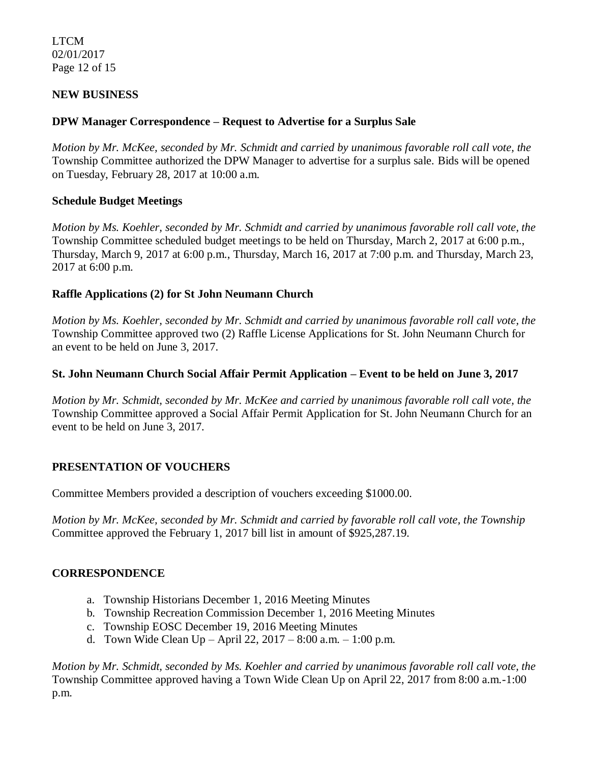## NEW BUSINESS

### DPW Manager Correspondence – Request to Advertise for a Surplus Sale

*Motion by Mr. McKee, seconded by Mr. Schmidt and carried by unanimous favorable roll call vote, the* Township Committee authorized the DPW Manager to advertise for a surplus sale. Bids will be opened on Tuesday, February 28, 2017 at 10:00 a.m.

### Schedule Budget Meetings

*Motion by Ms. Koehler, seconded by Mr. Schmidt and carried by unanimous favorable roll call vote, the* Township Committee scheduled budget meetings to be held on Thursday, March 2, 2017 at 6:00 p.m., Thursday, March 9, 2017 at 6:00 p.m., Thursday, March 16, 2017 at 7:00 p.m. and Thursday, March 23, 2017 at 6:00 p.m.

### Raffle Applications (2) for St John Neumann Church

*Motion by Ms. Koehler, seconded by Mr. Schmidt and carried by unanimous favorable roll call vote, the* Township Committee approved two (2) Raffle License Applications for St. John Neumann Church for an event to be held on June 3, 2017.

### St. John Neumann Church Social Affair Permit Application – Event to be held on June 3, 2017

*Motion by Mr. Schmidt, seconded by Mr. McKee and carried by unanimous favorable roll call vote, the* Township Committee approved a Social Affair Permit Application for St. John Neumann Church for an event to be held on June 3, 2017.

## PRESENTATION OF VOUCHERS

Committee Members provided a description of vouchers exceeding $1000.00.

*Motion by Mr. McKee, seconded by Mr. Schmidt and carried by favorable roll call vote, the Township* Committee approved the February 1, 2017 bill list in amount of $925,287.19.

## CORRESPONDENCE

a. Township Historians December 1, 2016 Meeting Minutes
b. Township Recreation Commission December 1, 2016 Meeting Minutes
c. Township EOSC December 19, 2016 Meeting Minutes
d. Town Wide Clean Up – April 22, 2017 – 8:00 a.m. – 1:00 p.m.

*Motion by Mr. Schmidt, seconded by Ms. Koehler and carried by unanimous favorable roll call vote, the* Township Committee approved having a Town Wide Clean Up on April 22, 2017 from 8:00 a.m.-1:00 p.m.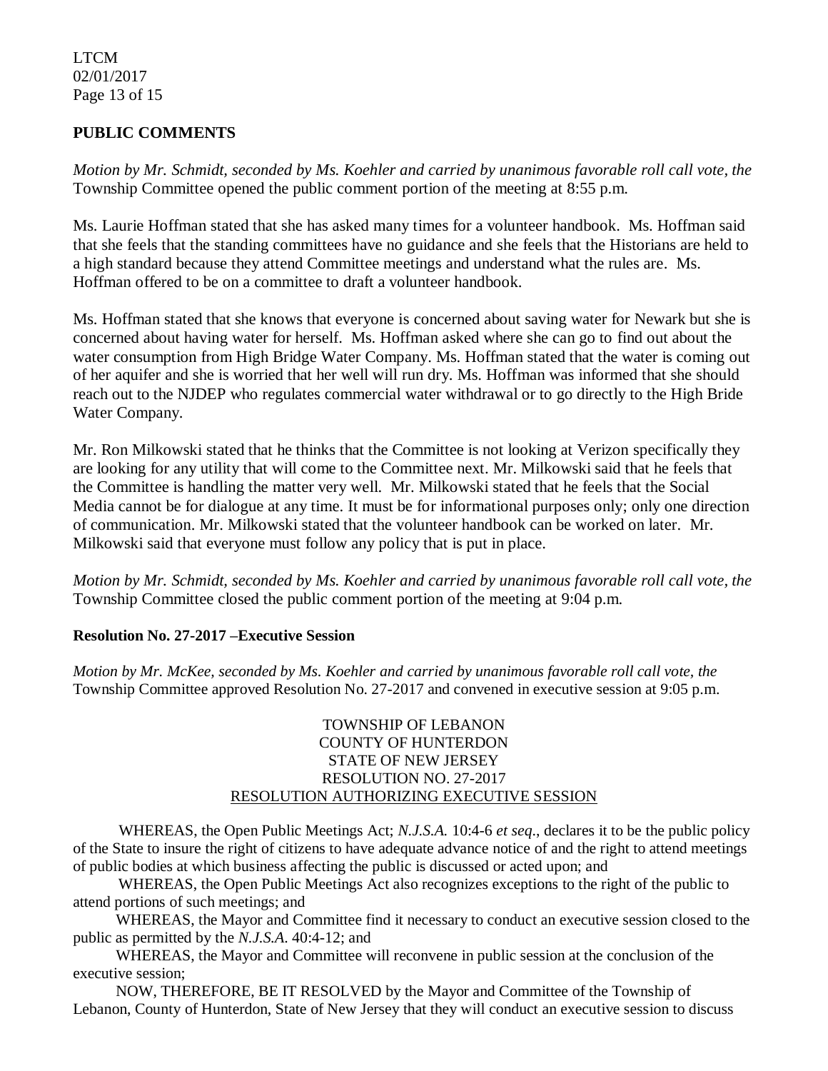## PUBLIC COMMENTS

*Motion by Mr. Schmidt, seconded by Ms. Koehler and carried by unanimous favorable roll call vote, the* Township Committee opened the public comment portion of the meeting at 8:55 p.m.

Ms. Laurie Hoffman stated that she has asked many times for a volunteer handbook. Ms. Hoffman said that she feels that the standing committees have no guidance and she feels that the Historians are held to a high standard because they attend Committee meetings and understand what the rules are. Ms. Hoffman offered to be on a committee to draft a volunteer handbook.

Ms. Hoffman stated that she knows that everyone is concerned about saving water for Newark but she is concerned about having water for herself. Ms. Hoffman asked where she can go to find out about the water consumption from High Bridge Water Company. Ms. Hoffman stated that the water is coming out of her aquifer and she is worried that her well will run dry. Ms. Hoffman was informed that she should reach out to the NJDEP who regulates commercial water withdrawal or to go directly to the High Bride Water Company.

Mr. Ron Milkowski stated that he thinks that the Committee is not looking at Verizon specifically they are looking for any utility that will come to the Committee next. Mr. Milkowski said that he feels that the Committee is handling the matter very well. Mr. Milkowski stated that he feels that the Social Media cannot be for dialogue at any time. It must be for informational purposes only; only one direction of communication. Mr. Milkowski stated that the volunteer handbook can be worked on later. Mr. Milkowski said that everyone must follow any policy that is put in place.

*Motion by Mr. Schmidt, seconded by Ms. Koehler and carried by unanimous favorable roll call vote, the* Township Committee closed the public comment portion of the meeting at 9:04 p.m.

**Resolution No. 27-2017 –Executive Session**

*Motion by Mr. McKee, seconded by Ms. Koehler and carried by unanimous favorable roll call vote, the* Township Committee approved Resolution No. 27-2017 and convened in executive session at 9:05 p.m.

TOWNSHIP OF LEBANON
COUNTY OF HUNTERDON
STATE OF NEW JERSEY
RESOLUTION NO. 27-2017
RESOLUTION AUTHORIZING EXECUTIVE SESSION

WHEREAS, the Open Public Meetings Act; *N.J.S.A.* 10:4-6 *et seq*., declares it to be the public policy of the State to insure the right of citizens to have adequate advance notice of and the right to attend meetings of public bodies at which business affecting the public is discussed or acted upon; and

WHEREAS, the Open Public Meetings Act also recognizes exceptions to the right of the public to attend portions of such meetings; and

WHEREAS, the Mayor and Committee find it necessary to conduct an executive session closed to the public as permitted by the *N.J.S.A*. 40:4-12; and

WHEREAS, the Mayor and Committee will reconvene in public session at the conclusion of the executive session;

NOW, THEREFORE, BE IT RESOLVED by the Mayor and Committee of the Township of Lebanon, County of Hunterdon, State of New Jersey that they will conduct an executive session to discuss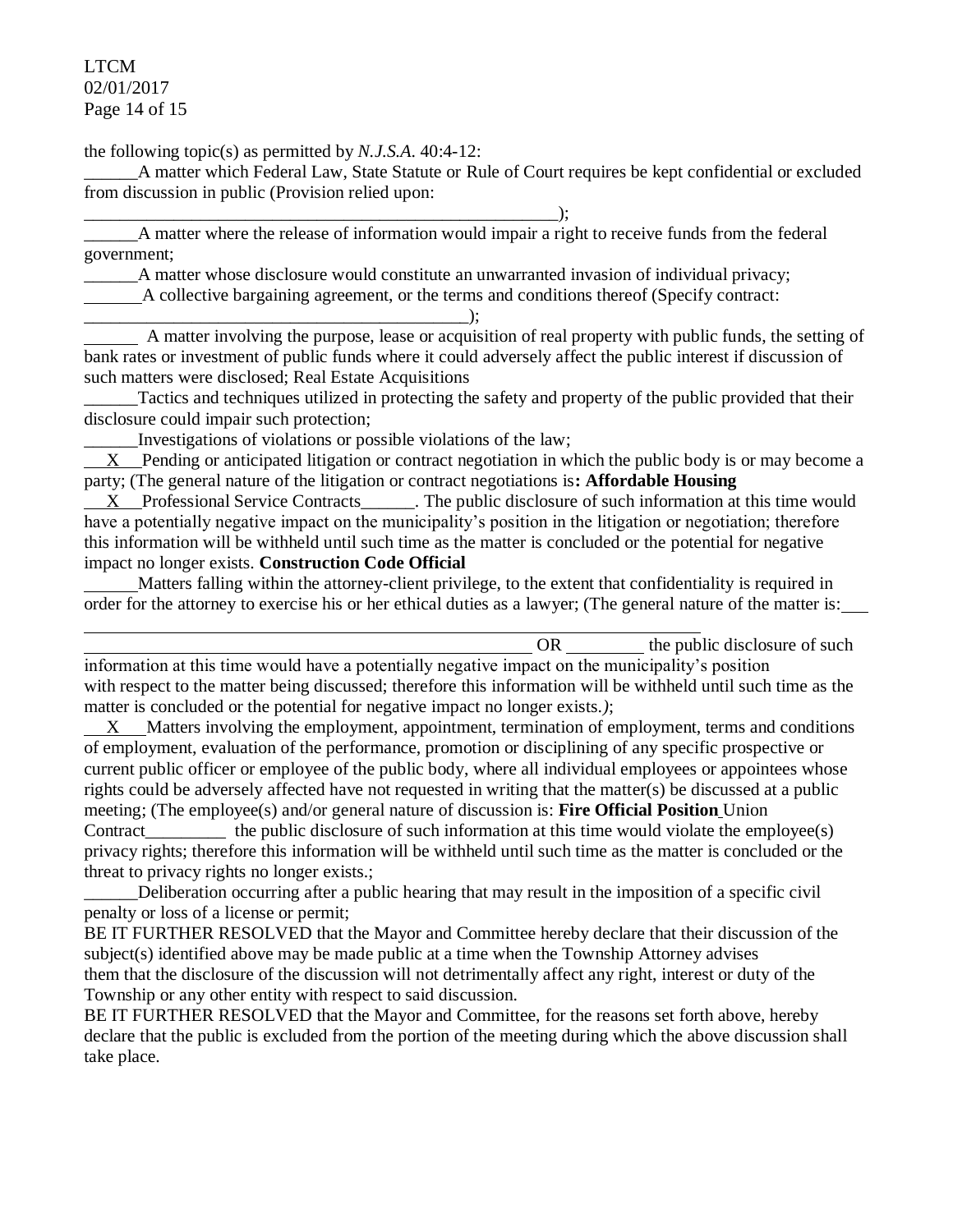the following topic(s) as permitted by *N.J.S.A.* 40:4-12:

\_\_\_\_\_\_A matter which Federal Law, State Statute or Rule of Court requires be kept confidential or excluded from discussion in public (Provision relied upon: \_\_\_\_\_\_\_\_\_\_\_\_\_\_\_\_\_\_\_\_\_\_\_\_\_\_\_\_\_\_\_\_\_\_\_\_\_\_\_\_\_\_\_\_\_\_\_\_\_\_\_\_\_\_\_);

\_\_\_\_\_\_A matter where the release of information would impair a right to receive funds from the federal government;

\_\_\_\_\_\_A matter whose disclosure would constitute an unwarranted invasion of individual privacy;

\_\_\_\_\_\_A collective bargaining agreement, or the terms and conditions thereof (Specify contract: \_\_\_\_\_\_\_\_\_\_\_\_\_\_\_\_\_\_\_\_\_\_\_\_\_\_\_\_\_\_\_\_\_\_\_\_\_\_\_\_\_\_\_\_);

\_\_\_\_\_\_ A matter involving the purpose, lease or acquisition of real property with public funds, the setting of bank rates or investment of public funds where it could adversely affect the public interest if discussion of such matters were disclosed; Real Estate Acquisitions

\_\_\_\_\_\_Tactics and techniques utilized in protecting the safety and property of the public provided that their disclosure could impair such protection;

\_\_\_\_\_\_Investigations of violations or possible violations of the law;

\_\_X\_\_Pending or anticipated litigation or contract negotiation in which the public body is or may become a party; (The general nature of the litigation or contract negotiations is**: Affordable Housing**

\_\_X\_\_Professional Service Contracts\_\_\_\_\_\_. The public disclosure of such information at this time would have a potentially negative impact on the municipality's position in the litigation or negotiation; therefore this information will be withheld until such time as the matter is concluded or the potential for negative impact no longer exists. **Construction Code Official**

\_\_\_\_\_\_Matters falling within the attorney-client privilege, to the extent that confidentiality is required in order for the attorney to exercise his or her ethical duties as a lawyer; (The general nature of the matter is: \_\_\_\_\_\_\_\_\_\_\_\_\_\_\_\_\_\_\_\_\_\_\_\_\_\_\_\_\_\_\_\_\_\_\_\_\_\_\_\_\_\_\_\_\_\_\_\_\_\_\_\_\_\_ OR \_\_\_\_\_\_\_\_ the public disclosure of such information at this time would have a potentially negative impact on the municipality's position with respect to the matter being discussed; therefore this information will be withheld until such time as the matter is concluded or the potential for negative impact no longer exists.*)*;

\_\_X\_\_Matters involving the employment, appointment, termination of employment, terms and conditions of employment, evaluation of the performance, promotion or disciplining of any specific prospective or current public officer or employee of the public body, where all individual employees or appointees whose rights could be adversely affected have not requested in writing that the matter(s) be discussed at a public meeting; (The employee(s) and/or general nature of discussion is: **Fire Official Position** Union Contract\_\_\_\_\_\_\_\_\_ the public disclosure of such information at this time would violate the employee(s) privacy rights; therefore this information will be withheld until such time as the matter is concluded or the threat to privacy rights no longer exists.;

\_\_\_\_\_\_Deliberation occurring after a public hearing that may result in the imposition of a specific civil penalty or loss of a license or permit;

BE IT FURTHER RESOLVED that the Mayor and Committee hereby declare that their discussion of the subject(s) identified above may be made public at a time when the Township Attorney advises them that the disclosure of the discussion will not detrimentally affect any right, interest or duty of the Township or any other entity with respect to said discussion.

BE IT FURTHER RESOLVED that the Mayor and Committee, for the reasons set forth above, hereby declare that the public is excluded from the portion of the meeting during which the above discussion shall take place.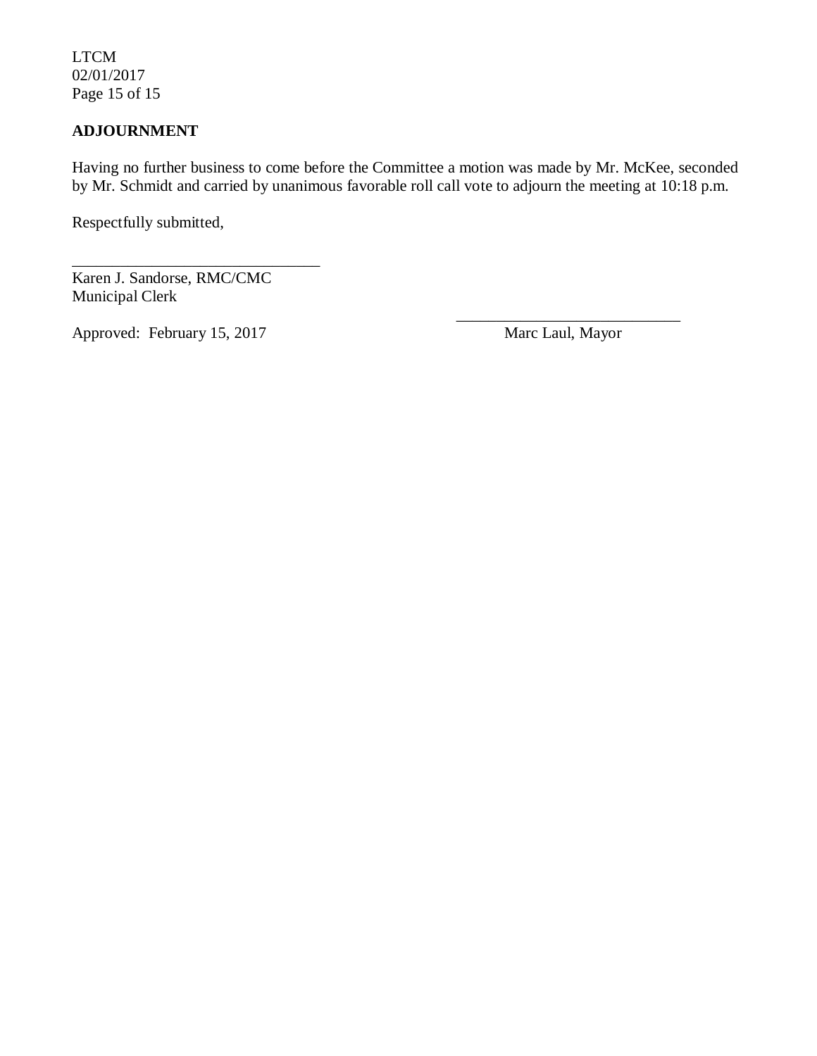## ADJOURNMENT

Having no further business to come before the Committee a motion was made by Mr. McKee, seconded by Mr. Schmidt and carried by unanimous favorable roll call vote to adjourn the meeting at 10:18 p.m.

Respectfully submitted,

_______________________________
Karen J. Sandorse, RMC/CMC
Municipal Clerk

Approved: February 15, 2017

____________________________
Marc Laul, Mayor